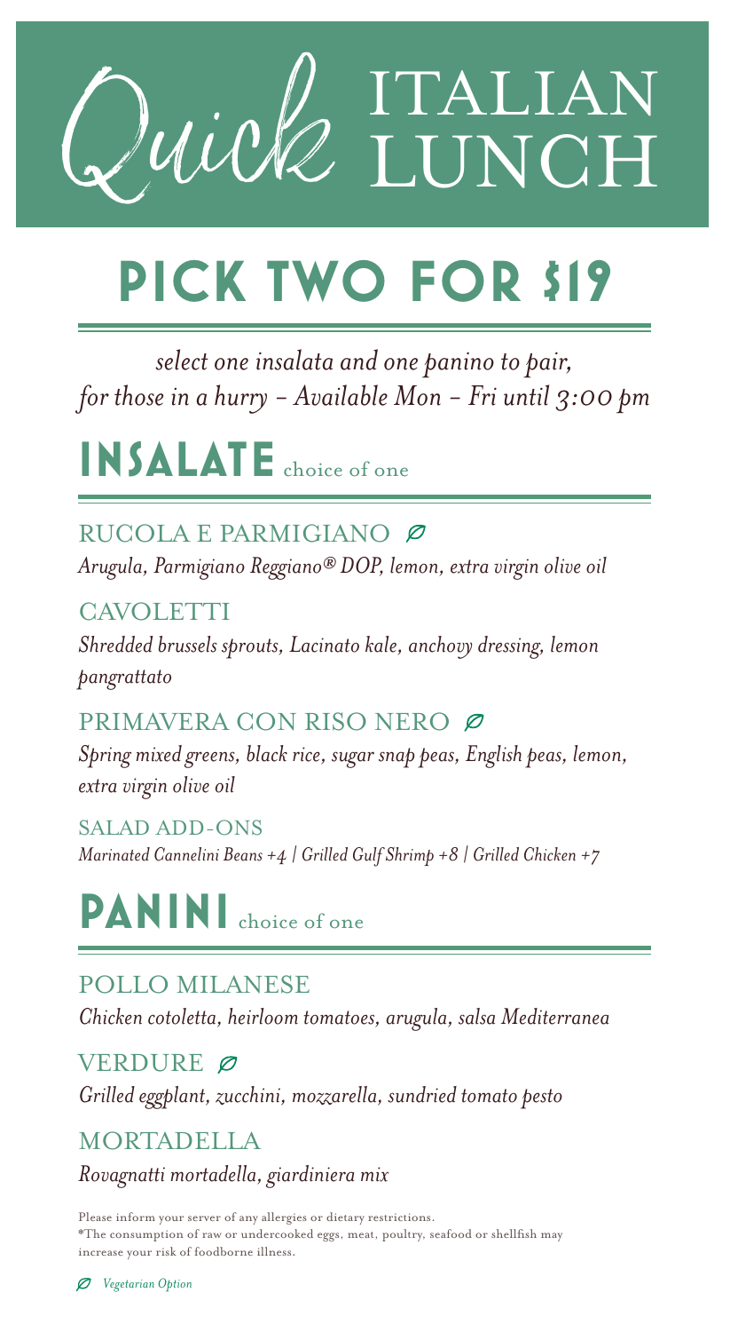# Quick ITALIAN LUNCH

# PICK TWO FOR $19

*select one insalata and one panino to pair, for those in a hurry - Available Mon - Fri until 3:00 pm*

## INSALATE choice of one

### RUCOLA E PARMIGIANO ⌀

*Arugula, Parmigiano Reggiano® DOP, lemon, extra virgin olive oil*

### CAVOLETTI

*Shredded brussels sprouts, Lacinato kale, anchovy dressing, lemon pangrattato*

### PRIMAVERA CON RISO NERO ⌀

*Spring mixed greens, black rice, sugar snap peas, English peas, lemon, extra virgin olive oil*

### SALAD ADD-ONS

*Marinated Cannelini Beans +4 | Grilled Gulf Shrimp +8 | Grilled Chicken +7*

## PANINI choice of one

### POLLO MILANESE

*Chicken cotoletta, heirloom tomatoes, arugula, salsa Mediterranea*

### VERDURE ⌀

*Grilled eggplant, zucchini, mozzarella, sundried tomato pesto*

### MORTADELLA

*Rovagnatti mortadella, giardiniera mix*

Please inform your server of any allergies or dietary restrictions.
*The consumption of raw or undercooked eggs, meat, poultry, seafood or shellfish may increase your risk of foodborne illness.

⌀ *Vegetarian Option*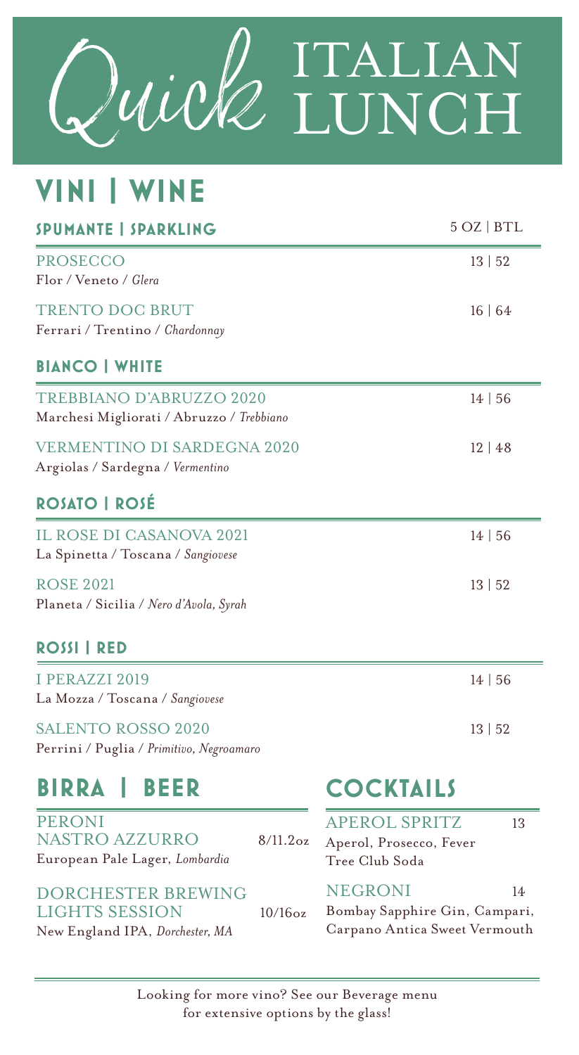# Quick ITALIAN LUNCH

## VINI | WINE

### SPUMANTE | SPARKLING

5 OZ | BTL

PROSECCO — 13 | 52
Flor / Veneto / *Glera*

TRENTO DOC BRUT — 16 | 64
Ferrari / Trentino / *Chardonnay*

### BIANCO | WHITE

TREBBIANO D'ABRUZZO 2020 — 14 | 56
Marchesi Migliorati / Abruzzo / *Trebbiano*

VERMENTINO DI SARDEGNA 2020 — 12 | 48
Argiolas / Sardegna / *Vermentino*

### ROSATO | ROSÉ

IL ROSE DI CASANOVA 2021 — 14 | 56
La Spinetta / Toscana / *Sangiovese*

ROSE 2021 — 13 | 52
Planeta / Sicilia / *Nero d'Avola, Syrah*

### ROSSI | RED

I PERAZZI 2019 — 14 | 56
La Mozza / Toscana / *Sangiovese*

SALENTO ROSSO 2020 — 13 | 52
Perrini / Puglia / *Primitivo, Negroamaro*

## BIRRA | BEER

PERONI NASTRO AZZURRO — 8/11.2oz
European Pale Lager, *Lombardia*

DORCHESTER BREWING LIGHTS SESSION — 10/16oz
New England IPA, *Dorchester, MA*

## COCKTAILS

APEROL SPRITZ — 13
Aperol, Prosecco, Fever Tree Club Soda

NEGRONI — 14
Bombay Sapphire Gin, Campari, Carpano Antica Sweet Vermouth

Looking for more vino? See our Beverage menu for extensive options by the glass!